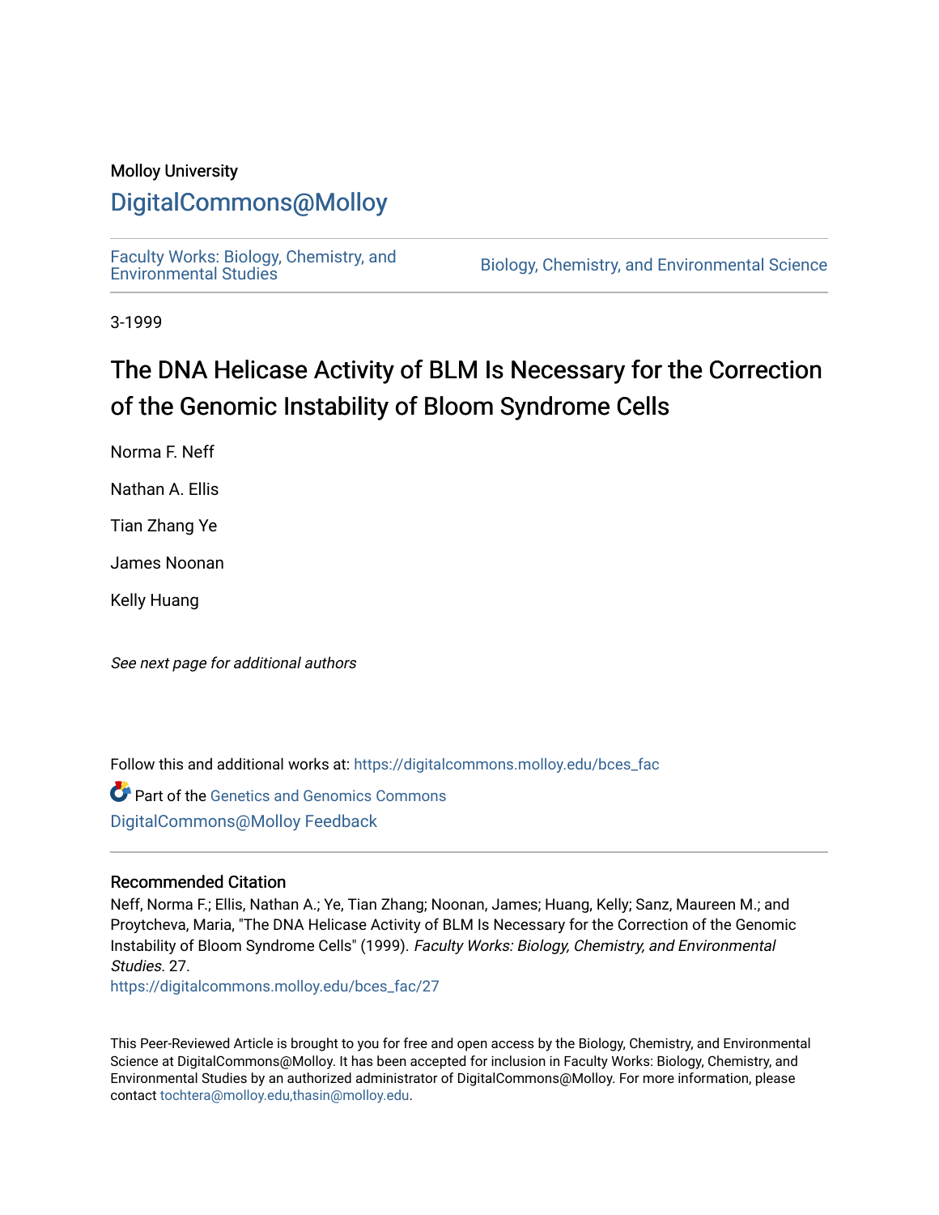Molloy University

# DigitalCommons@Molloy

Faculty Works: Biology, Chemistry, and Environmental Studies

Biology, Chemistry, and Environmental Science

3-1999

# The DNA Helicase Activity of BLM Is Necessary for the Correction of the Genomic Instability of Bloom Syndrome Cells

Norma F. Neff

Nathan A. Ellis

Tian Zhang Ye

James Noonan

Kelly Huang

*See next page for additional authors*

Follow this and additional works at: https://digitalcommons.molloy.edu/bces_fac

Part of the Genetics and Genomics Commons

DigitalCommons@Molloy Feedback

## Recommended Citation

Neff, Norma F.; Ellis, Nathan A.; Ye, Tian Zhang; Noonan, James; Huang, Kelly; Sanz, Maureen M.; and Proytcheva, Maria, "The DNA Helicase Activity of BLM Is Necessary for the Correction of the Genomic Instability of Bloom Syndrome Cells" (1999). *Faculty Works: Biology, Chemistry, and Environmental Studies*. 27.
https://digitalcommons.molloy.edu/bces_fac/27

This Peer-Reviewed Article is brought to you for free and open access by the Biology, Chemistry, and Environmental Science at DigitalCommons@Molloy. It has been accepted for inclusion in Faculty Works: Biology, Chemistry, and Environmental Studies by an authorized administrator of DigitalCommons@Molloy. For more information, please contact tochtera@molloy.edu,thasin@molloy.edu.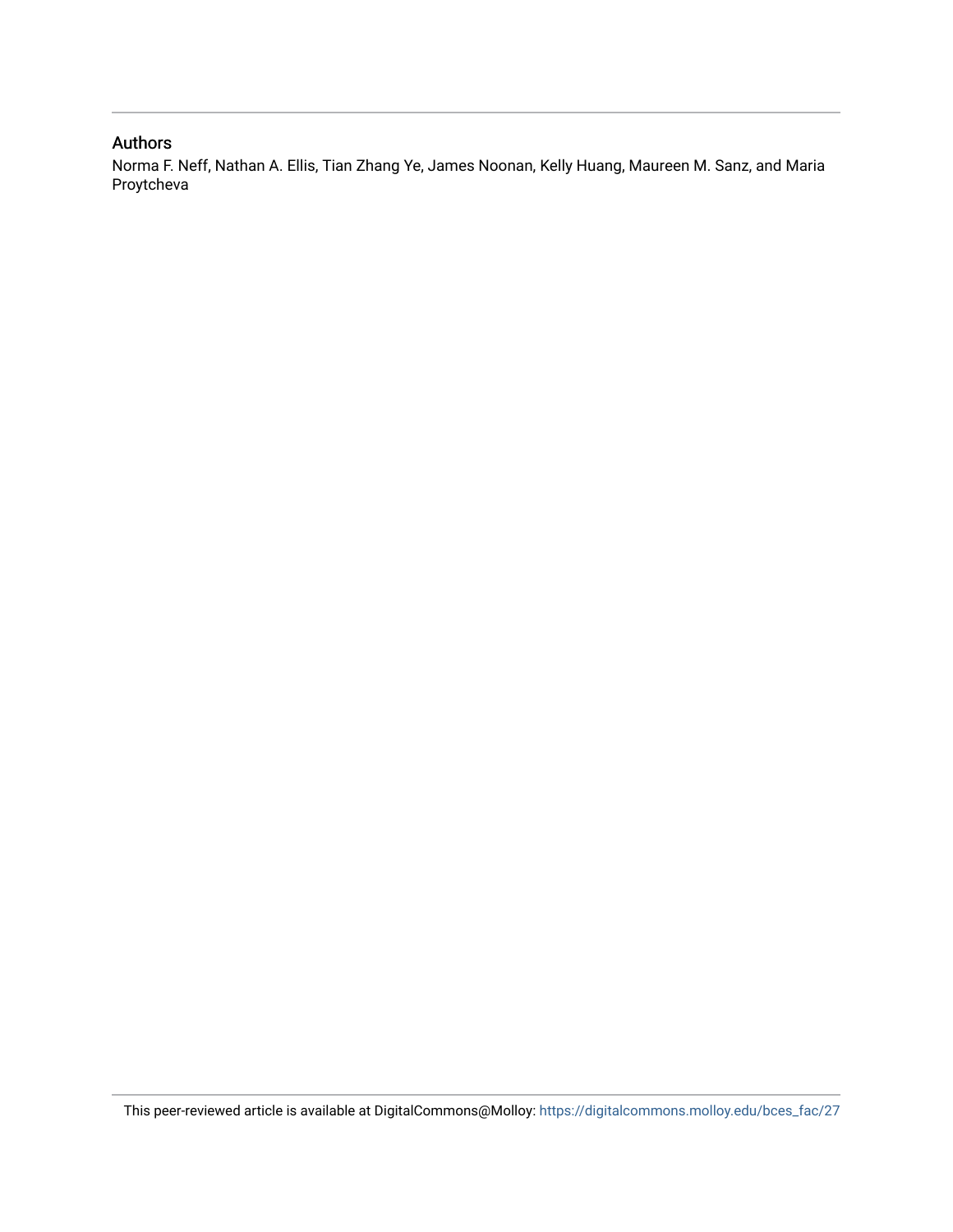## Authors

Norma F. Neff, Nathan A. Ellis, Tian Zhang Ye, James Noonan, Kelly Huang, Maureen M. Sanz, and Maria Proytcheva

This peer-reviewed article is available at DigitalCommons@Molloy: https://digitalcommons.molloy.edu/bces_fac/27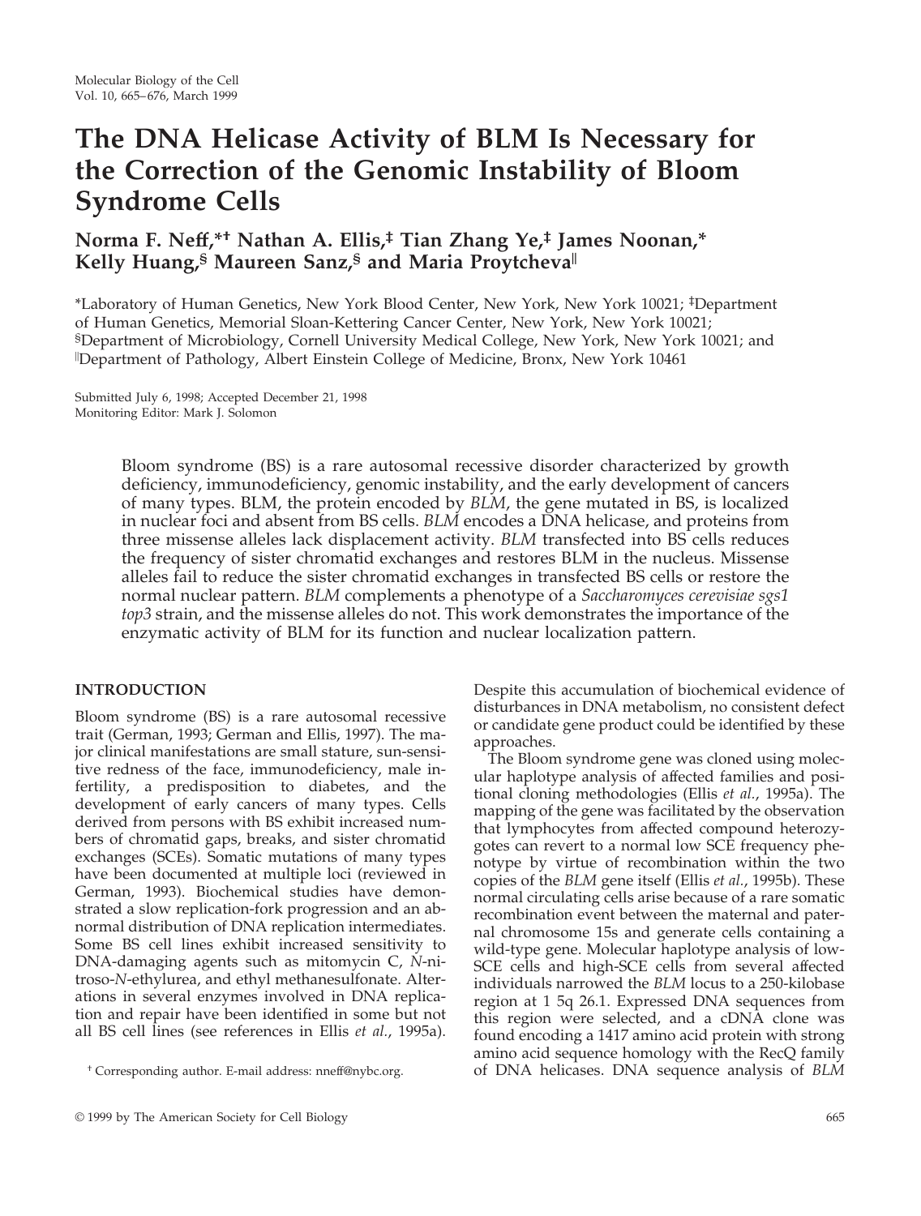# The DNA Helicase Activity of BLM Is Necessary for the Correction of the Genomic Instability of Bloom Syndrome Cells

**Norma F. Neff,*† Nathan A. Ellis,‡ Tian Zhang Ye,‡ James Noonan,* Kelly Huang,§ Maureen Sanz,§ and Maria Proytcheva‖**

*Laboratory of Human Genetics, New York Blood Center, New York, New York 10021; ‡Department of Human Genetics, Memorial Sloan-Kettering Cancer Center, New York, New York 10021; §Department of Microbiology, Cornell University Medical College, New York, New York 10021; and ‖Department of Pathology, Albert Einstein College of Medicine, Bronx, New York 10461

Submitted July 6, 1998; Accepted December 21, 1998
Monitoring Editor: Mark J. Solomon

Bloom syndrome (BS) is a rare autosomal recessive disorder characterized by growth deficiency, immunodeficiency, genomic instability, and the early development of cancers of many types. BLM, the protein encoded by *BLM*, the gene mutated in BS, is localized in nuclear foci and absent from BS cells. *BLM* encodes a DNA helicase, and proteins from three missense alleles lack displacement activity. *BLM* transfected into BS cells reduces the frequency of sister chromatid exchanges and restores BLM in the nucleus. Missense alleles fail to reduce the sister chromatid exchanges in transfected BS cells or restore the normal nuclear pattern. *BLM* complements a phenotype of a *Saccharomyces cerevisiae sgs1 top3* strain, and the missense alleles do not. This work demonstrates the importance of the enzymatic activity of BLM for its function and nuclear localization pattern.

## INTRODUCTION

Bloom syndrome (BS) is a rare autosomal recessive trait (German, 1993; German and Ellis, 1997). The major clinical manifestations are small stature, sun-sensitive redness of the face, immunodeficiency, male infertility, a predisposition to diabetes, and the development of early cancers of many types. Cells derived from persons with BS exhibit increased numbers of chromatid gaps, breaks, and sister chromatid exchanges (SCEs). Somatic mutations of many types have been documented at multiple loci (reviewed in German, 1993). Biochemical studies have demonstrated a slow replication-fork progression and an abnormal distribution of DNA replication intermediates. Some BS cell lines exhibit increased sensitivity to DNA-damaging agents such as mitomycin C, *N*-nitroso-*N*-ethylurea, and ethyl methanesulfonate. Alterations in several enzymes involved in DNA replication and repair have been identified in some but not all BS cell lines (see references in Ellis *et al.*, 1995a). Despite this accumulation of biochemical evidence of disturbances in DNA metabolism, no consistent defect or candidate gene product could be identified by these approaches.

The Bloom syndrome gene was cloned using molecular haplotype analysis of affected families and positional cloning methodologies (Ellis *et al.*, 1995a). The mapping of the gene was facilitated by the observation that lymphocytes from affected compound heterozygotes can revert to a normal low SCE frequency phenotype by virtue of recombination within the two copies of the *BLM* gene itself (Ellis *et al.*, 1995b). These normal circulating cells arise because of a rare somatic recombination event between the maternal and paternal chromosome 15s and generate cells containing a wild-type gene. Molecular haplotype analysis of low-SCE cells and high-SCE cells from several affected individuals narrowed the *BLM* locus to a 250-kilobase region at 1 5q 26.1. Expressed DNA sequences from this region were selected, and a cDNA clone was found encoding a 1417 amino acid protein with strong amino acid sequence homology with the RecQ family of DNA helicases. DNA sequence analysis of *BLM*

† Corresponding author. E-mail address: nneff@nybc.org.

© 1999 by The American Society for Cell Biology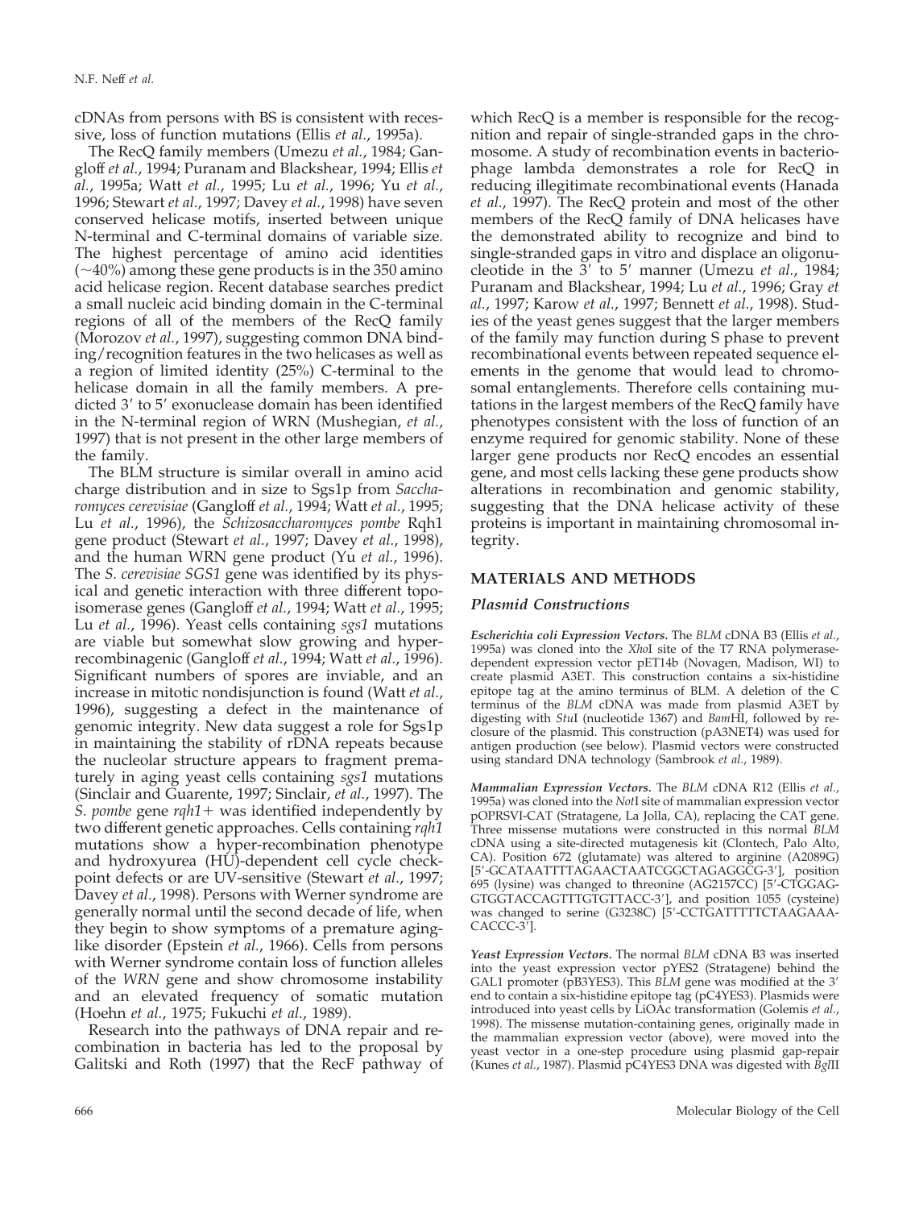cDNAs from persons with BS is consistent with recessive, loss of function mutations (Ellis *et al.*, 1995a).

The RecQ family members (Umezu *et al.*, 1984; Gangloff *et al.*, 1994; Puranam and Blackshear, 1994; Ellis *et al.*, 1995a; Watt *et al.*, 1995; Lu *et al.*, 1996; Yu *et al.*, 1996; Stewart *et al.*, 1997; Davey *et al.*, 1998) have seven conserved helicase motifs, inserted between unique N-terminal and C-terminal domains of variable size. The highest percentage of amino acid identities (~40%) among these gene products is in the 350 amino acid helicase region. Recent database searches predict a small nucleic acid binding domain in the C-terminal regions of all of the members of the RecQ family (Morozov *et al.*, 1997), suggesting common DNA binding/recognition features in the two helicases as well as a region of limited identity (25%) C-terminal to the helicase domain in all the family members. A predicted 3′ to 5′ exonuclease domain has been identified in the N-terminal region of WRN (Mushegian, *et al.*, 1997) that is not present in the other large members of the family.

The BLM structure is similar overall in amino acid charge distribution and in size to Sgs1p from *Saccharomyces cerevisiae* (Gangloff *et al.*, 1994; Watt *et al.*, 1995; Lu *et al.*, 1996), the *Schizosaccharomyces pombe* Rqh1 gene product (Stewart *et al.*, 1997; Davey *et al.*, 1998), and the human WRN gene product (Yu *et al.*, 1996). The *S. cerevisiae SGS1* gene was identified by its physical and genetic interaction with three different topoisomerase genes (Gangloff *et al.*, 1994; Watt *et al.*, 1995; Lu *et al.*, 1996). Yeast cells containing *sgs1* mutations are viable but somewhat slow growing and hyperrecombinagenic (Gangloff *et al.*, 1994; Watt *et al.*, 1995). Significant numbers of spores are inviable, and an increase in mitotic nondisjunction is found (Watt *et al.*, 1996), suggesting a defect in the maintenance of genomic integrity. New data suggest a role for Sgs1p in maintaining the stability of rDNA repeats because the nucleolar structure appears to fragment prematurely in aging yeast cells containing *sgs1* mutations (Sinclair and Guarente, 1997; Sinclair, *et al.*, 1997). The *S. pombe* gene *rqh1+* was identified independently by two different genetic approaches. Cells containing *rqh1* mutations show a hyper-recombination phenotype and hydroxyurea (HU)-dependent cell cycle checkpoint defects or are UV-sensitive (Stewart *et al.*, 1997; Davey *et al.*, 1998). Persons with Werner syndrome are generally normal until the second decade of life, when they begin to show symptoms of a premature aging-like disorder (Epstein *et al.*, 1966). Cells from persons with Werner syndrome contain loss of function alleles of the *WRN* gene and show chromosome instability and an elevated frequency of somatic mutation (Hoehn *et al.*, 1975; Fukuchi *et al.*, 1989).

Research into the pathways of DNA repair and recombination in bacteria has led to the proposal by Galitski and Roth (1997) that the RecF pathway of which RecQ is a member is responsible for the recognition and repair of single-stranded gaps in the chromosome. A study of recombination events in bacteriophage lambda demonstrates a role for RecQ in reducing illegitimate recombinational events (Hanada *et al.*, 1997). The RecQ protein and most of the other members of the RecQ family of DNA helicases have the demonstrated ability to recognize and bind to single-stranded gaps in vitro and displace an oligonucleotide in the 3′ to 5′ manner (Umezu *et al.*, 1984; Puranam and Blackshear, 1994; Lu *et al.*, 1996; Gray *et al.*, 1997; Karow *et al.*, 1997; Bennett *et al.*, 1998). Studies of the yeast genes suggest that the larger members of the family may function during S phase to prevent recombinational events between repeated sequence elements in the genome that would lead to chromosomal entanglements. Therefore cells containing mutations in the largest members of the RecQ family have phenotypes consistent with the loss of function of an enzyme required for genomic stability. None of these larger gene products nor RecQ encodes an essential gene, and most cells lacking these gene products show alterations in recombination and genomic stability, suggesting that the DNA helicase activity of these proteins is important in maintaining chromosomal integrity.

## MATERIALS AND METHODS

### Plasmid Constructions

***Escherichia coli* Expression Vectors.** The *BLM* cDNA B3 (Ellis *et al.*, 1995a) was cloned into the *Xho*I site of the T7 RNA polymerase-dependent expression vector pET14b (Novagen, Madison, WI) to create plasmid A3ET. This construction contains a six-histidine epitope tag at the amino terminus of BLM. A deletion of the C terminus of the *BLM* cDNA was made from plasmid A3ET by digesting with *Stu*I (nucleotide 1367) and *Bam*HI, followed by reclosure of the plasmid. This construction (pA3NET4) was used for antigen production (see below). Plasmid vectors were constructed using standard DNA technology (Sambrook *et al.*, 1989).

**Mammalian Expression Vectors.** The *BLM* cDNA R12 (Ellis *et al.*, 1995a) was cloned into the *Not*I site of mammalian expression vector pOPRSVI-CAT (Stratagene, La Jolla, CA), replacing the CAT gene. Three missense mutations were constructed in this normal *BLM* cDNA using a site-directed mutagenesis kit (Clontech, Palo Alto, CA). Position 672 (glutamate) was altered to arginine (A2089G) [5′-GCATAATTTTAGAACTAATCGGCTAGAGGCG-3′], position 695 (lysine) was changed to threonine (AG2157CC) [5′-CTGGAG-GTGGTACCAGTTGTGTTACC-3′], and position 1055 (cysteine) was changed to serine (G3238C) [5′-CCTGATTTTTCTAAGAAA-CACCC-3′].

**Yeast Expression Vectors.** The normal *BLM* cDNA B3 was inserted into the yeast expression vector pYES2 (Stratagene) behind the GAL1 promoter (pB3YES3). This *BLM* gene was modified at the 3′ end to contain a six-histidine epitope tag (pC4YES3). Plasmids were introduced into yeast cells by LiOAc transformation (Golemis *et al.*, 1998). The missense mutation-containing genes, originally made in the mammalian expression vector (above), were moved into the yeast vector in a one-step procedure using plasmid gap-repair (Kunes *et al.*, 1987). Plasmid pC4YES3 DNA was digested with *Bgl*II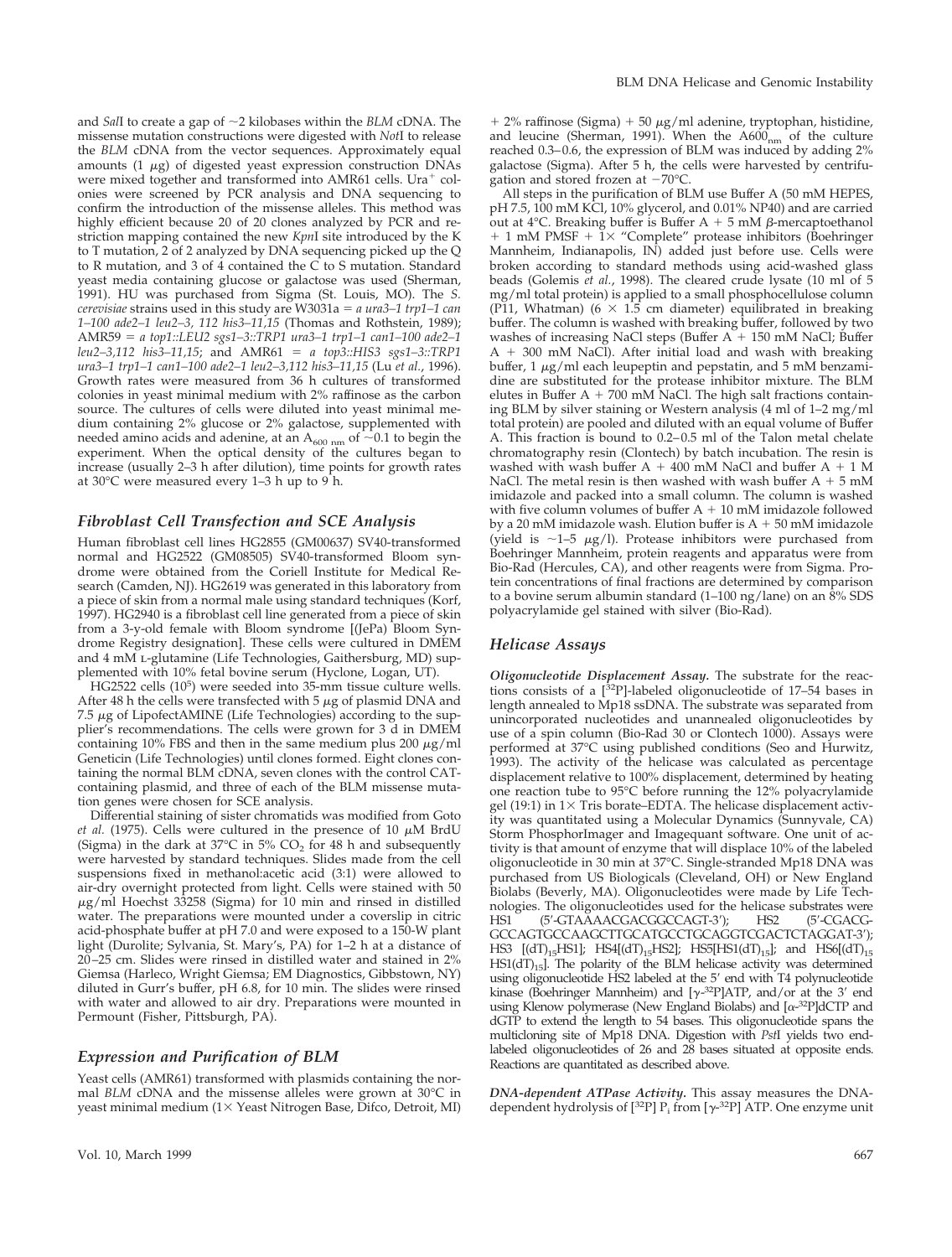and *Sal*I to create a gap of ~2 kilobases within the *BLM* cDNA. The missense mutation constructions were digested with *Not*I to release the *BLM* cDNA from the vector sequences. Approximately equal amounts (1 μg) of digested yeast expression construction DNAs were mixed together and transformed into AMR61 cells. $Ura^+$ colonies were screened by PCR analysis and DNA sequencing to confirm the introduction of the missense alleles. This method was highly efficient because 20 of 20 clones analyzed by PCR and restriction mapping contained the new *Kpn*I site introduced by the K to T mutation, 2 of 2 analyzed by DNA sequencing picked up the Q to R mutation, and 3 of 4 contained the C to S mutation. Standard yeast media containing glucose or galactose was used (Sherman, 1991). HU was purchased from Sigma (St. Louis, MO). The *S. cerevisiae* strains used in this study are W3031a = *a ura3–1 trp1–1 can 1–100 ade2–1 leu2–3, 112 his3–11,15* (Thomas and Rothstein, 1989); AMR59 = *a top1::LEU2 sgs1–3::TRP1 ura3–1 trp1–1 can1–100 ade2–1 leu2–3,112 his3–11,15*; and AMR61 = *a top3::HIS3 sgs1–3::TRP1 ura3–1 trp1–1 can1–100 ade2–1 leu2–3,112 his3–11,15* (Lu *et al.*, 1996). Growth rates were measured from 36 h cultures of transformed colonies in yeast minimal medium with 2% raffinose as the carbon source. The cultures of cells were diluted into yeast minimal medium containing 2% glucose or 2% galactose, supplemented with needed amino acids and adenine, at an $A_{600\ nm}$ of ~0.1 to begin the experiment. When the optical density of the cultures began to increase (usually 2–3 h after dilution), time points for growth rates at 30°C were measured every 1–3 h up to 9 h.

### Fibroblast Cell Transfection and SCE Analysis

Human fibroblast cell lines HG2855 (GM00637) SV40-transformed normal and HG2522 (GM08505) SV40-transformed Bloom syndrome were obtained from the Coriell Institute for Medical Research (Camden, NJ). HG2619 was generated in this laboratory from a piece of skin from a normal male using standard techniques (Korf, 1997). HG2940 is a fibroblast cell line generated from a piece of skin from a 3-y-old female with Bloom syndrome [(JePa) Bloom Syndrome Registry designation]. These cells were cultured in DMEM and 4 mM L-glutamine (Life Technologies, Gaithersburg, MD) supplemented with 10% fetal bovine serum (Hyclone, Logan, UT).

HG2522 cells ($10^5$) were seeded into 35-mm tissue culture wells. After 48 h the cells were transfected with 5 μg of plasmid DNA and 7.5 μg of LipofectAMINE (Life Technologies) according to the supplier's recommendations. The cells were grown for 3 d in DMEM containing 10% FBS and then in the same medium plus 200 μg/ml Geneticin (Life Technologies) until clones formed. Eight clones containing the normal BLM cDNA, seven clones with the control CAT-containing plasmid, and three of each of the BLM missense mutation genes were chosen for SCE analysis.

Differential staining of sister chromatids was modified from Goto *et al.* (1975). Cells were cultured in the presence of 10 μM BrdU (Sigma) in the dark at 37°C in 5% $CO_2$ for 48 h and subsequently were harvested by standard techniques. Slides made from the cell suspensions fixed in methanol:acetic acid (3:1) were allowed to air-dry overnight protected from light. Cells were stained with 50 μg/ml Hoechst 33258 (Sigma) for 10 min and rinsed in distilled water. The preparations were mounted under a coverslip in citric acid-phosphate buffer at pH 7.0 and were exposed to a 150-W plant light (Durolite; Sylvania, St. Mary's, PA) for 1–2 h at a distance of 20–25 cm. Slides were rinsed in distilled water and stained in 2% Giemsa (Harleco, Wright Giemsa; EM Diagnostics, Gibbstown, NY) diluted in Gurr's buffer, pH 6.8, for 10 min. The slides were rinsed with water and allowed to air dry. Preparations were mounted in Permount (Fisher, Pittsburgh, PA).

### Expression and Purification of BLM

Yeast cells (AMR61) transformed with plasmids containing the normal *BLM* cDNA and the missense alleles were grown at 30°C in yeast minimal medium (1× Yeast Nitrogen Base, Difco, Detroit, MI) + 2% raffinose (Sigma) + 50 μg/ml adenine, tryptophan, histidine, and leucine (Sherman, 1991). When the $A600_{nm}$ of the culture reached 0.3–0.6, the expression of BLM was induced by adding 2% galactose (Sigma). After 5 h, the cells were harvested by centrifugation and stored frozen at −70°C.

All steps in the purification of BLM use Buffer A (50 mM HEPES, pH 7.5, 100 mM KCl, 10% glycerol, and 0.01% NP40) and are carried out at 4°C. Breaking buffer is Buffer A + 5 mM β-mercaptoethanol + 1 mM PMSF + 1× "Complete" protease inhibitors (Boehringer Mannheim, Indianapolis, IN) added just before use. Cells were broken according to standard methods using acid-washed glass beads (Golemis *et al.*, 1998). The cleared crude lysate (10 ml of 5 mg/ml total protein) is applied to a small phosphocellulose column (P11, Whatman) (6 × 1.5 cm diameter) equilibrated in breaking buffer. The column is washed with breaking buffer, followed by two washes of increasing NaCl steps (Buffer A + 150 mM NaCl; Buffer A + 300 mM NaCl). After initial load and wash with breaking buffer, 1 μg/ml each leupeptin and pepstatin, and 5 mM benzamidine are substituted for the protease inhibitor mixture. The BLM elutes in Buffer A + 700 mM NaCl. The high salt fractions containing BLM by silver staining or Western analysis (4 ml of 1–2 mg/ml total protein) are pooled and diluted with an equal volume of Buffer A. This fraction is bound to 0.2–0.5 ml of the Talon metal chelate chromatography resin (Clontech) by batch incubation. The resin is washed with wash buffer A + 400 mM NaCl and buffer A + 1 M NaCl. The metal resin is then washed with wash buffer A + 5 mM imidazole and packed into a small column. The column is washed with five column volumes of buffer A + 10 mM imidazole followed by a 20 mM imidazole wash. Elution buffer is A + 50 mM imidazole (yield is ~1–5 μg/l). Protease inhibitors were purchased from Boehringer Mannheim, protein reagents and apparatus were from Bio-Rad (Hercules, CA), and other reagents were from Sigma. Protein concentrations of final fractions are determined by comparison to a bovine serum albumin standard (1–100 ng/lane) on an 8% SDS polyacrylamide gel stained with silver (Bio-Rad).

### Helicase Assays

***Oligonucleotide Displacement Assay.*** The substrate for the reactions consists of a [$^{32}$P]-labeled oligonucleotide of 17–54 bases in length annealed to Mp18 ssDNA. The substrate was separated from unincorporated nucleotides and unannealed oligonucleotides by use of a spin column (Bio-Rad 30 or Clontech 1000). Assays were performed at 37°C using published conditions (Seo and Hurwitz, 1993). The activity of the helicase was calculated as percentage displacement relative to 100% displacement, determined by heating one reaction tube to 95°C before running the 12% polyacrylamide gel (19:1) in 1× Tris borate–EDTA. The helicase displacement activity was quantitated using a Molecular Dynamics (Sunnyvale, CA) Storm PhosphorImager and Imagequant software. One unit of activity is that amount of enzyme that will displace 10% of the labeled oligonucleotide in 30 min at 37°C. Single-stranded Mp18 DNA was purchased from US Biologicals (Cleveland, OH) or New England Biolabs (Beverly, MA). Oligonucleotides were made by Life Technologies. The oligonucleotides used for the helicase substrates were HS1 (5′-GTAAAACGACGGCCAGT-3′); HS2 (5′-CGACG-GCCAGTGCCAAGCTTGCATGCCTGCAGGTCGACTCTAGGAT-3′); HS3 [$(dT)_{15}$HS1]; HS4[$(dT)_{15}$HS2]; HS5[HS1$(dT)_{15}$]; and HS6[$(dT)_{15}$ HS1$(dT)_{15}$]. The polarity of the BLM helicase activity was determined using oligonucleotide HS2 labeled at the 5′ end with T4 polynucleotide kinase (Boehringer Mannheim) and [γ-$^{32}$P]ATP, and/or at the 3′ end using Klenow polymerase (New England Biolabs) and [α-$^{32}$P]dCTP and dGTP to extend the length to 54 bases. This oligonucleotide spans the multicloning site of Mp18 DNA. Digestion with *Pst*I yields two end-labeled oligonucleotides of 26 and 28 bases situated at opposite ends. Reactions are quantitated as described above.

***DNA-dependent ATPase Activity.*** This assay measures the DNA-dependent hydrolysis of [$^{32}$P] $P_i$ from [γ-$^{32}$P] ATP. One enzyme unit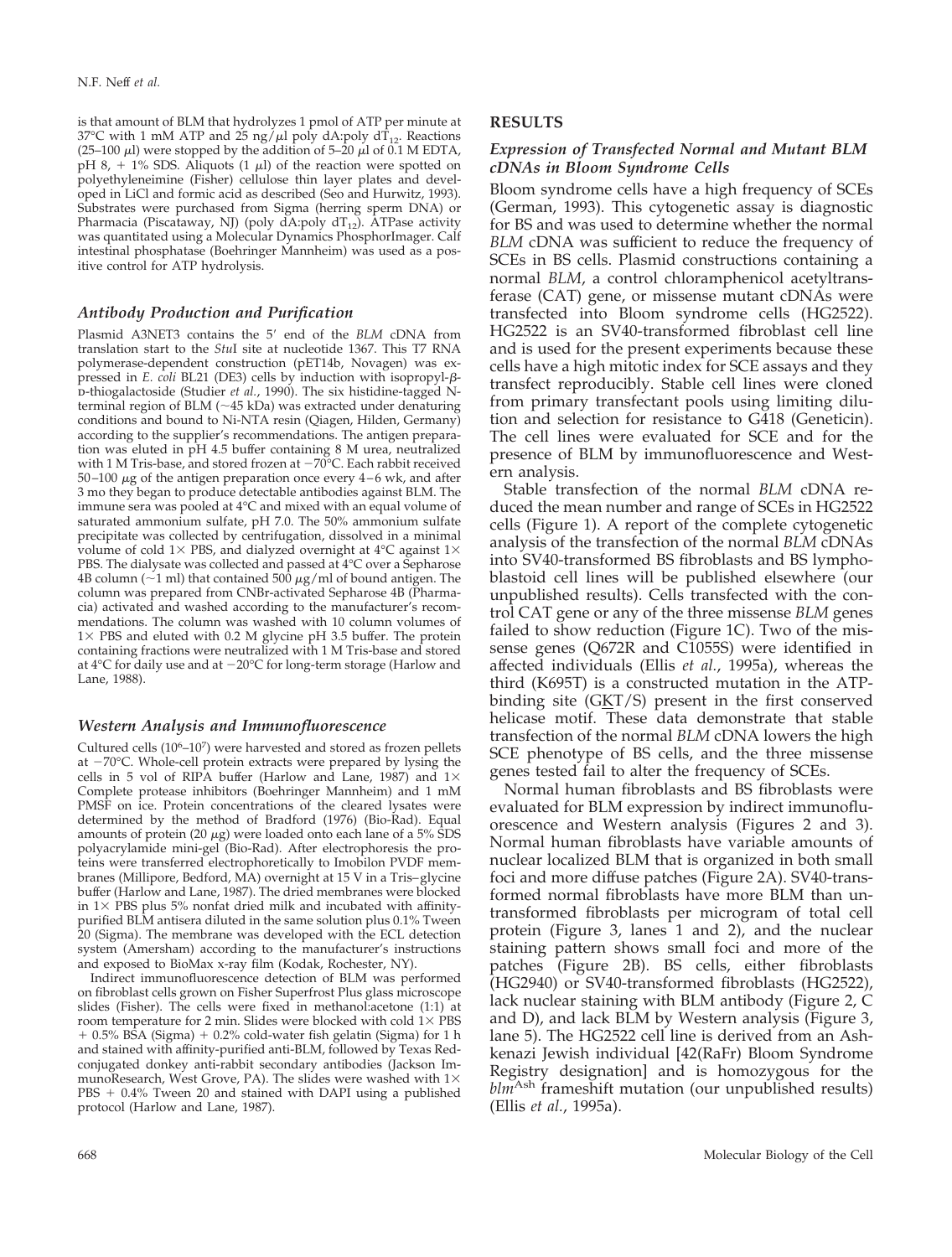is that amount of BLM that hydrolyzes 1 pmol of ATP per minute at 37°C with 1 mM ATP and 25 ng/μl poly dA:poly $dT_{12}$. Reactions (25–100 μl) were stopped by the addition of 5–20 μl of 0.1 M EDTA, pH 8, + 1% SDS. Aliquots (1 μl) of the reaction were spotted on polyethyleneimine (Fisher) cellulose thin layer plates and developed in LiCl and formic acid as described (Seo and Hurwitz, 1993). Substrates were purchased from Sigma (herring sperm DNA) or Pharmacia (Piscataway, NJ) (poly dA:poly $dT_{12}$). ATPase activity was quantitated using a Molecular Dynamics PhosphorImager. Calf intestinal phosphatase (Boehringer Mannheim) was used as a positive control for ATP hydrolysis.

### Antibody Production and Purification

Plasmid A3NET3 contains the 5′ end of the *BLM* cDNA from translation start to the *Stu*I site at nucleotide 1367. This T7 RNA polymerase-dependent construction (pET14b, Novagen) was expressed in *E. coli* BL21 (DE3) cells by induction with isopropyl-β-D-thiogalactoside (Studier *et al.*, 1990). The six histidine-tagged N-terminal region of BLM (~45 kDa) was extracted under denaturing conditions and bound to Ni-NTA resin (Qiagen, Hilden, Germany) according to the supplier's recommendations. The antigen preparation was eluted in pH 4.5 buffer containing 8 M urea, neutralized with 1 M Tris-base, and stored frozen at −70°C. Each rabbit received 50–100 μg of the antigen preparation once every 4–6 wk, and after 3 mo they began to produce detectable antibodies against BLM. The immune sera was pooled at 4°C and mixed with an equal volume of saturated ammonium sulfate, pH 7.0. The 50% ammonium sulfate precipitate was collected by centrifugation, dissolved in a minimal volume of cold 1× PBS, and dialyzed overnight at 4°C against 1× PBS. The dialysate was collected and passed at 4°C over a Sepharose 4B column (~1 ml) that contained 500 μg/ml of bound antigen. The column was prepared from CNBr-activated Sepharose 4B (Pharmacia) activated and washed according to the manufacturer's recommendations. The column was washed with 10 column volumes of 1× PBS and eluted with 0.2 M glycine pH 3.5 buffer. The protein containing fractions were neutralized with 1 M Tris-base and stored at 4°C for daily use and at −20°C for long-term storage (Harlow and Lane, 1988).

### Western Analysis and Immunofluorescence

Cultured cells ($10^6$–$10^7$) were harvested and stored as frozen pellets at −70°C. Whole-cell protein extracts were prepared by lysing the cells in 5 vol of RIPA buffer (Harlow and Lane, 1987) and 1× Complete protease inhibitors (Boehringer Mannheim) and 1 mM PMSF on ice. Protein concentrations of the cleared lysates were determined by the method of Bradford (1976) (Bio-Rad). Equal amounts of protein (20 μg) were loaded onto each lane of a 5% SDS polyacrylamide mini-gel (Bio-Rad). After electrophoresis the proteins were transferred electrophoretically to Imobilon PVDF membranes (Millipore, Bedford, MA) overnight at 15 V in a Tris–glycine buffer (Harlow and Lane, 1987). The dried membranes were blocked in 1× PBS plus 5% nonfat dried milk and incubated with affinity-purified BLM antisera diluted in the same solution plus 0.1% Tween 20 (Sigma). The membrane was developed with the ECL detection system (Amersham) according to the manufacturer's instructions and exposed to BioMax x-ray film (Kodak, Rochester, NY).

Indirect immunofluorescence detection of BLM was performed on fibroblast cells grown on Fisher Superfrost Plus glass microscope slides (Fisher). The cells were fixed in methanol:acetone (1:1) at room temperature for 2 min. Slides were blocked with cold 1× PBS + 0.5% BSA (Sigma) + 0.2% cold-water fish gelatin (Sigma) for 1 h and stained with affinity-purified anti-BLM, followed by Texas Red-conjugated donkey anti-rabbit secondary antibodies (Jackson ImmunoResearch, West Grove, PA). The slides were washed with 1× PBS + 0.4% Tween 20 and stained with DAPI using a published protocol (Harlow and Lane, 1987).

## RESULTS

### Expression of Transfected Normal and Mutant BLM cDNAs in Bloom Syndrome Cells

Bloom syndrome cells have a high frequency of SCEs (German, 1993). This cytogenetic assay is diagnostic for BS and was used to determine whether the normal *BLM* cDNA was sufficient to reduce the frequency of SCEs in BS cells. Plasmid constructions containing a normal *BLM*, a control chloramphenicol acetyltransferase (CAT) gene, or missense mutant cDNAs were transfected into Bloom syndrome cells (HG2522). HG2522 is an SV40-transformed fibroblast cell line and is used for the present experiments because these cells have a high mitotic index for SCE assays and they transfect reproducibly. Stable cell lines were cloned from primary transfectant pools using limiting dilution and selection for resistance to G418 (Geneticin). The cell lines were evaluated for SCE and for the presence of BLM by immunofluorescence and Western analysis.

Stable transfection of the normal *BLM* cDNA reduced the mean number and range of SCEs in HG2522 cells (Figure 1). A report of the complete cytogenetic analysis of the transfection of the normal *BLM* cDNAs into SV40-transformed BS fibroblasts and BS lymphoblastoid cell lines will be published elsewhere (our unpublished results). Cells transfected with the control CAT gene or any of the three missense *BLM* genes failed to show reduction (Figure 1C). Two of the missense genes (Q672R and C1055S) were identified in affected individuals (Ellis *et al.*, 1995a), whereas the third (K695T) is a constructed mutation in the ATP-binding site (G<u>K</u>T/S) present in the first conserved helicase motif. These data demonstrate that stable transfection of the normal *BLM* cDNA lowers the high SCE phenotype of BS cells, and the three missense genes tested fail to alter the frequency of SCEs.

Normal human fibroblasts and BS fibroblasts were evaluated for BLM expression by indirect immunofluorescence and Western analysis (Figures 2 and 3). Normal human fibroblasts have variable amounts of nuclear localized BLM that is organized in both small foci and more diffuse patches (Figure 2A). SV40-transformed normal fibroblasts have more BLM than untransformed fibroblasts per microgram of total cell protein (Figure 3, lanes 1 and 2), and the nuclear staining pattern shows small foci and more of the patches (Figure 2B). BS cells, either fibroblasts (HG2940) or SV40-transformed fibroblasts (HG2522), lack nuclear staining with BLM antibody (Figure 2, C and D), and lack BLM by Western analysis (Figure 3, lane 5). The HG2522 cell line is derived from an Ashkenazi Jewish individual [42(RaFr) Bloom Syndrome Registry designation] and is homozygous for the *blm*[Ash] frameshift mutation (our unpublished results) (Ellis *et al.*, 1995a).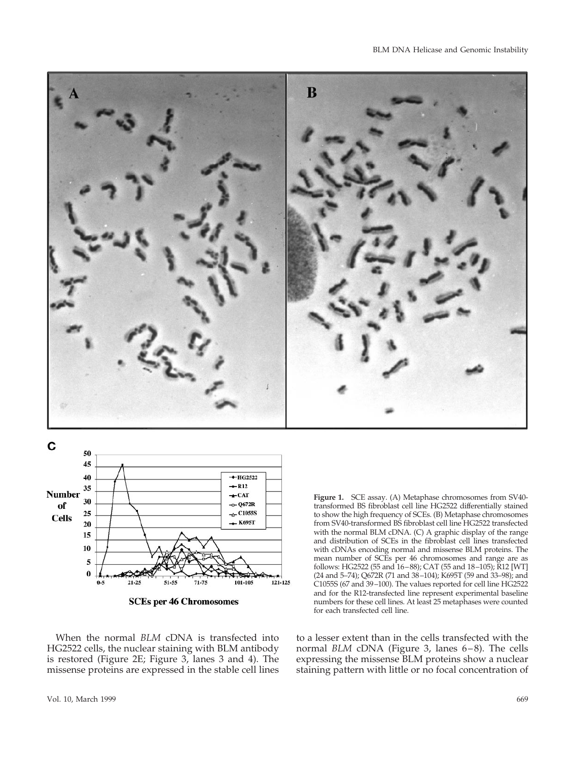**Figure 1.** SCE assay. (A) Metaphase chromosomes from SV40-transformed BS fibroblast cell line HG2522 differentially stained to show the high frequency of SCEs. (B) Metaphase chromosomes from SV40-transformed BS fibroblast cell line HG2522 transfected with the normal BLM cDNA. (C) A graphic display of the range and distribution of SCEs in the fibroblast cell lines transfected with cDNAs encoding normal and missense BLM proteins. The mean number of SCEs per 46 chromosomes and range are as follows: HG2522 (55 and 16–88); CAT (55 and 18–105); R12 [WT] (24 and 5–74); Q672R (71 and 38–104); K695T (59 and 33–98); and C1055S (67 and 39–100). The values reported for cell line HG2522 and for the R12-transfected line represent experimental baseline numbers for these cell lines. At least 25 metaphases were counted for each transfected cell line.

When the normal *BLM* cDNA is transfected into HG2522 cells, the nuclear staining with BLM antibody is restored (Figure 2E; Figure 3, lanes 3 and 4). The missense proteins are expressed in the stable cell lines to a lesser extent than in the cells transfected with the normal *BLM* cDNA (Figure 3, lanes 6–8). The cells expressing the missense BLM proteins show a nuclear staining pattern with little or no focal concentration of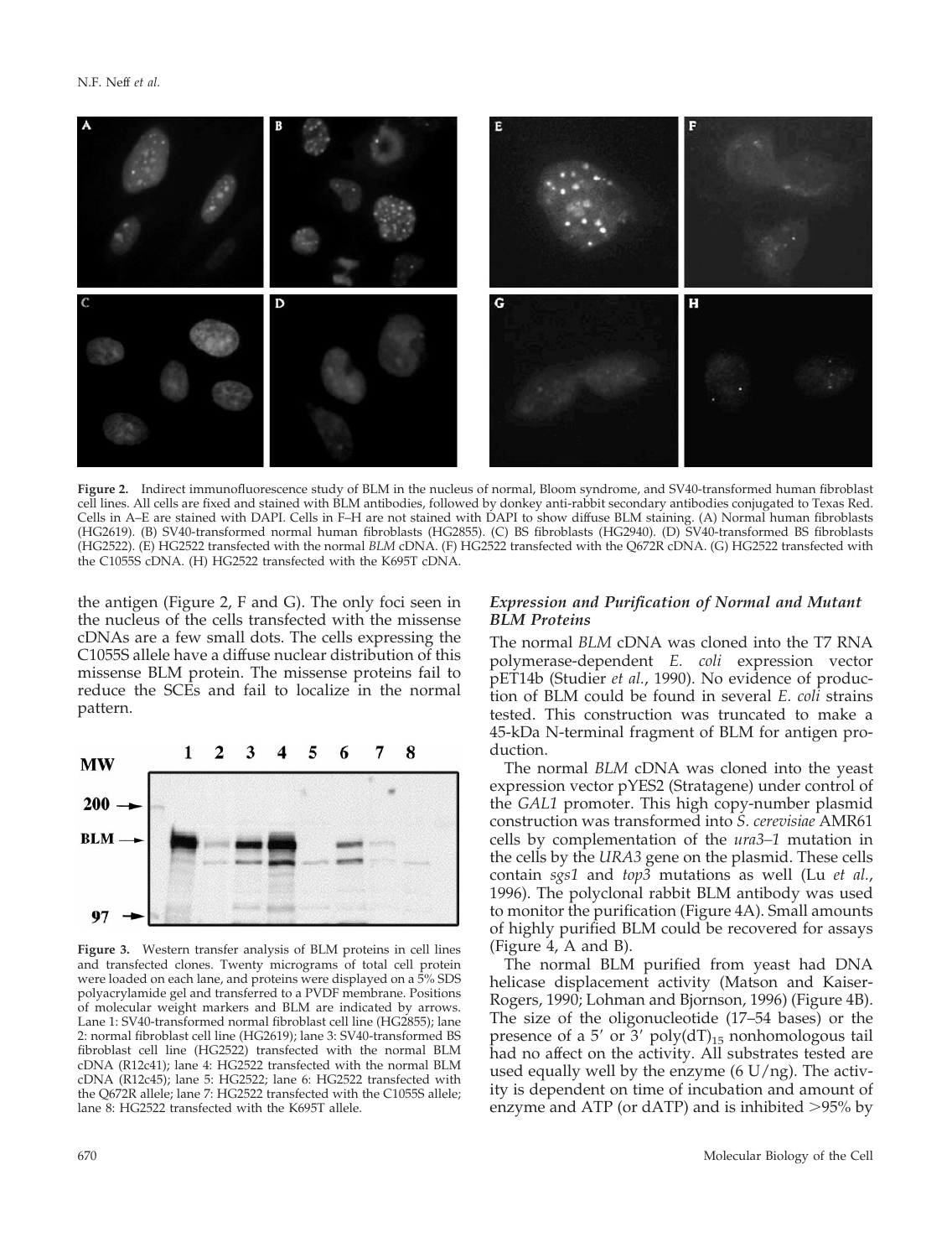**Figure 2.** Indirect immunofluorescence study of BLM in the nucleus of normal, Bloom syndrome, and SV40-transformed human fibroblast cell lines. All cells are fixed and stained with BLM antibodies, followed by donkey anti-rabbit secondary antibodies conjugated to Texas Red. Cells in A–E are stained with DAPI. Cells in F–H are not stained with DAPI to show diffuse BLM staining. (A) Normal human fibroblasts (HG2619). (B) SV40-transformed normal human fibroblasts (HG2855). (C) BS fibroblasts (HG2940). (D) SV40-transformed BS fibroblasts (HG2522). (E) HG2522 transfected with the normal *BLM* cDNA. (F) HG2522 transfected with the Q672R cDNA. (G) HG2522 transfected with the C1055S cDNA. (H) HG2522 transfected with the K695T cDNA.

the antigen (Figure 2, F and G). The only foci seen in the nucleus of the cells transfected with the missense cDNAs are a few small dots. The cells expressing the C1055S allele have a diffuse nuclear distribution of this missense BLM protein. The missense proteins fail to reduce the SCEs and fail to localize in the normal pattern.

**Figure 3.** Western transfer analysis of BLM proteins in cell lines and transfected clones. Twenty micrograms of total cell protein were loaded on each lane, and proteins were displayed on a 5% SDS polyacrylamide gel and transferred to a PVDF membrane. Positions of molecular weight markers and BLM are indicated by arrows. Lane 1: SV40-transformed normal fibroblast cell line (HG2855); lane 2: normal fibroblast cell line (HG2619); lane 3: SV40-transformed BS fibroblast cell line (HG2522) transfected with the normal BLM cDNA (R12c41); lane 4: HG2522 transfected with the normal BLM cDNA (R12c45); lane 5: HG2522; lane 6: HG2522 transfected with the Q672R allele; lane 7: HG2522 transfected with the C1055S allele; lane 8: HG2522 transfected with the K695T allele.

### *Expression and Purification of Normal and Mutant BLM Proteins*

The normal *BLM* cDNA was cloned into the T7 RNA polymerase-dependent *E. coli* expression vector pET14b (Studier *et al.*, 1990). No evidence of production of BLM could be found in several *E. coli* strains tested. This construction was truncated to make a 45-kDa N-terminal fragment of BLM for antigen production.

The normal *BLM* cDNA was cloned into the yeast expression vector pYES2 (Stratagene) under control of the *GAL1* promoter. This high copy-number plasmid construction was transformed into *S. cerevisiae* AMR61 cells by complementation of the *ura3–1* mutation in the cells by the *URA3* gene on the plasmid. These cells contain *sgs1* and *top3* mutations as well (Lu *et al.*, 1996). The polyclonal rabbit BLM antibody was used to monitor the purification (Figure 4A). Small amounts of highly purified BLM could be recovered for assays (Figure 4, A and B).

The normal BLM purified from yeast had DNA helicase displacement activity (Matson and Kaiser-Rogers, 1990; Lohman and Bjornson, 1996) (Figure 4B). The size of the oligonucleotide (17–54 bases) or the presence of a 5′ or 3′ poly$(dT)_{15}$ nonhomologous tail had no affect on the activity. All substrates tested are used equally well by the enzyme (6 U/ng). The activity is dependent on time of incubation and amount of enzyme and ATP (or dATP) and is inhibited >95% by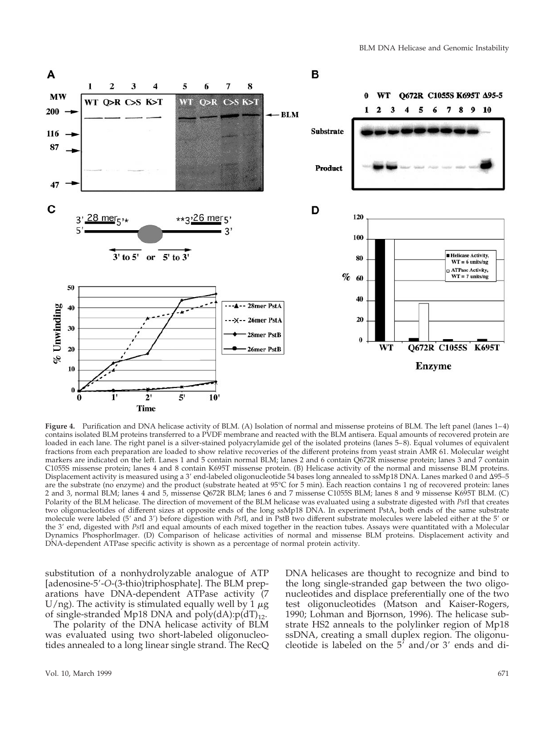**Figure 4.** Purification and DNA helicase activity of BLM. (A) Isolation of normal and missense proteins of BLM. The left panel (lanes 1–4) contains isolated BLM proteins transferred to a PVDF membrane and reacted with the BLM antisera. Equal amounts of recovered protein are loaded in each lane. The right panel is a silver-stained polyacrylamide gel of the isolated proteins (lanes 5–8). Equal volumes of equivalent fractions from each preparation are loaded to show relative recoveries of the different proteins from yeast strain AMR 61. Molecular weight markers are indicated on the left. Lanes 1 and 5 contain normal BLM; lanes 2 and 6 contain Q672R missense protein; lanes 3 and 7 contain C1055S missense protein; lanes 4 and 8 contain K695T missense protein. (B) Helicase activity of the normal and missense BLM proteins. Displacement activity is measured using a 3′ end-labeled oligonucleotide 54 bases long annealed to ssMp18 DNA. Lanes marked 0 and Δ95–5 are the substrate (no enzyme) and the product (substrate heated at 95°C for 5 min). Each reaction contains 1 ng of recovered protein: lanes 2 and 3, normal BLM; lanes 4 and 5, missense Q672R BLM; lanes 6 and 7 missense C1055S BLM; lanes 8 and 9 missense K695T BLM. (C) Polarity of the BLM helicase. The direction of movement of the BLM helicase was evaluated using a substrate digested with *Pst*I that creates two oligonucleotides of different sizes at opposite ends of the long ssMp18 DNA. In experiment PstA, both ends of the same substrate molecule were labeled (5′ and 3′) before digestion with *Pst*I, and in PstB two different substrate molecules were labeled either at the 5′ or the 3′ end, digested with *Pst*I and equal amounts of each mixed together in the reaction tubes. Assays were quantitated with a Molecular Dynamics PhosphorImager. (D) Comparison of helicase activities of normal and missense BLM proteins. Displacement activity and DNA-dependent ATPase specific activity is shown as a percentage of normal protein activity.

substitution of a nonhydrolyzable analogue of ATP [adenosine-5′-*O*-(3-thio)triphosphate]. The BLM preparations have DNA-dependent ATPase activity (7 U/ng). The activity is stimulated equally well by 1 $\mu$g of single-stranded Mp18 DNA and poly(dA):p(dT)$_{12}$.

The polarity of the DNA helicase activity of BLM was evaluated using two short-labeled oligonucleotides annealed to a long linear single strand. The RecQ DNA helicases are thought to recognize and bind to the long single-stranded gap between the two oligonucleotides and displace preferentially one of the two test oligonucleotides (Matson and Kaiser-Rogers, 1990; Lohman and Bjornson, 1996). The helicase substrate HS2 anneals to the polylinker region of Mp18 ssDNA, creating a small duplex region. The oligonucleotide is labeled on the 5′ and/or 3′ ends and di-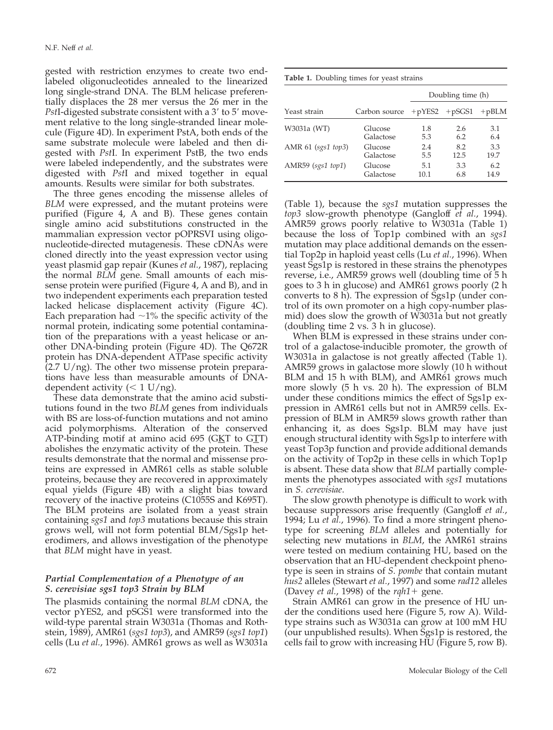gested with restriction enzymes to create two end-labeled oligonucleotides annealed to the linearized long single-strand DNA. The BLM helicase preferentially displaces the 28 mer versus the 26 mer in the *Pst*I-digested substrate consistent with a 3′ to 5′ movement relative to the long single-stranded linear molecule (Figure 4D). In experiment PstA, both ends of the same substrate molecule were labeled and then digested with *Pst*I. In experiment PstB, the two ends were labeled independently, and the substrates were digested with *Pst*I and mixed together in equal amounts. Results were similar for both substrates.

The three genes encoding the missense alleles of *BLM* were expressed, and the mutant proteins were purified (Figure 4, A and B). These genes contain single amino acid substitutions constructed in the mammalian expression vector pOPRSVI using oligonucleotide-directed mutagenesis. These cDNAs were cloned directly into the yeast expression vector using yeast plasmid gap repair (Kunes *et al.*, 1987), replacing the normal *BLM* gene. Small amounts of each missense protein were purified (Figure 4, A and B), and in two independent experiments each preparation tested lacked helicase displacement activity (Figure 4C). Each preparation had ~1% the specific activity of the normal protein, indicating some potential contamination of the preparations with a yeast helicase or another DNA-binding protein (Figure 4D). The Q672R protein has DNA-dependent ATPase specific activity (2.7 U/ng). The other two missense protein preparations have less than measurable amounts of DNA-dependent activity (< 1 U/ng).

These data demonstrate that the amino acid substitutions found in the two *BLM* genes from individuals with BS are loss-of-function mutations and not amino acid polymorphisms. Alteration of the conserved ATP-binding motif at amino acid 695 (G<u>K</u>T to G<u>T</u>T) abolishes the enzymatic activity of the protein. These results demonstrate that the normal and missense proteins are expressed in AMR61 cells as stable soluble proteins, because they are recovered in approximately equal yields (Figure 4B) with a slight bias toward recovery of the inactive proteins (C1055S and K695T). The BLM proteins are isolated from a yeast strain containing *sgs1* and *top3* mutations because this strain grows well, will not form potential BLM/Sgs1p heterodimers, and allows investigation of the phenotype that *BLM* might have in yeast.

### *Partial Complementation of a Phenotype of an S. cerevisiae sgs1 top3 Strain by BLM*

The plasmids containing the normal *BLM* cDNA, the vector pYES2, and pSGS1 were transformed into the wild-type parental strain W3031a (Thomas and Rothstein, 1989), AMR61 (*sgs1 top3*), and AMR59 (*sgs1 top1*) cells (Lu *et al.*, 1996). AMR61 grows as well as W3031a (Table 1), because the *sgs1* mutation suppresses the *top3* slow-growth phenotype (Gangloff *et al.*, 1994). AMR59 grows poorly relative to W3031a (Table 1) because the loss of Top1p combined with an *sgs1* mutation may place additional demands on the essential Top2p in haploid yeast cells (Lu *et al.*, 1996). When yeast Sgs1p is restored in these strains the phenotypes reverse, i.e., AMR59 grows well (doubling time of 5 h goes to 3 h in glucose) and AMR61 grows poorly (2 h converts to 8 h). The expression of Sgs1p (under control of its own promoter on a high copy-number plasmid) does slow the growth of W3031a but not greatly (doubling time 2 vs. 3 h in glucose).

**Table 1.** Doubling times for yeast strains

| | | Doubling time (h) | | |
|---|---|---|---|---|
| Yeast strain | Carbon source | +pYES2 | +pSGS1 | +pBLM |
| W3031a (WT) | Glucose | 1.8 | 2.6 | 3.1 |
| | Galactose | 5.3 | 6.2 | 6.4 |
| AMR 61 (*sgs1 top3*) | Glucose | 2.4 | 8.2 | 3.3 |
| | Galactose | 5.5 | 12.5 | 19.7 |
| AMR59 (*sgs1 top1*) | Glucose | 5.1 | 3.3 | 6.2 |
| | Galactose | 10.1 | 6.8 | 14.9 |

When BLM is expressed in these strains under control of a galactose-inducible promoter, the growth of W3031a in galactose is not greatly affected (Table 1). AMR59 grows in galactose more slowly (10 h without BLM and 15 h with BLM), and AMR61 grows much more slowly (5 h vs. 20 h). The expression of BLM under these conditions mimics the effect of Sgs1p expression in AMR61 cells but not in AMR59 cells. Expression of BLM in AMR59 slows growth rather than enhancing it, as does Sgs1p. BLM may have just enough structural identity with Sgs1p to interfere with yeast Top3p function and provide additional demands on the activity of Top2p in these cells in which Top1p is absent. These data show that *BLM* partially complements the phenotypes associated with *sgs1* mutations in *S. cerevisiae*.

The slow growth phenotype is difficult to work with because suppressors arise frequently (Gangloff *et al.*, 1994; Lu *et al.*, 1996). To find a more stringent phenotype for screening *BLM* alleles and potentially for selecting new mutations in *BLM*, the AMR61 strains were tested on medium containing HU, based on the observation that an HU-dependent checkpoint phenotype is seen in strains of *S. pombe* that contain mutant *hus2* alleles (Stewart *et al.*, 1997) and some *rad12* alleles (Davey *et al.*, 1998) of the *rqh1+* gene.

Strain AMR61 can grow in the presence of HU under the conditions used here (Figure 5, row A). Wild-type strains such as W3031a can grow at 100 mM HU (our unpublished results). When Sgs1p is restored, the cells fail to grow with increasing HU (Figure 5, row B).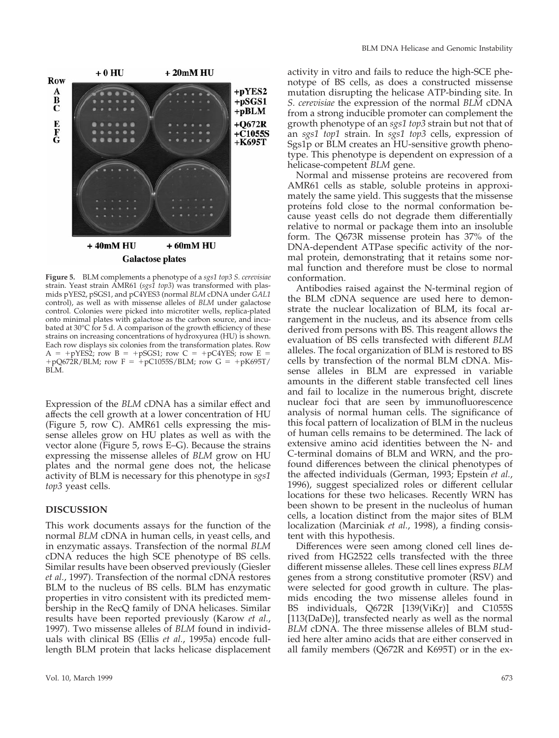**Figure 5.** BLM complements a phenotype of a *sgs1 top3 S. cerevisiae* strain. Yeast strain AMR61 (*sgs1 top3*) was transformed with plasmids pYES2, pSGS1, and pC4YES3 (normal *BLM* cDNA under *GAL1* control), as well as with missense alleles of *BLM* under galactose control. Colonies were picked into microtiter wells, replica-plated onto minimal plates with galactose as the carbon source, and incubated at 30°C for 5 d. A comparison of the growth efficiency of these strains on increasing concentrations of hydroxyurea (HU) is shown. Each row displays six colonies from the transformation plates. Row A = +pYES2; row B = +pSGS1; row C = +pC4YES; row E = +pQ672R/BLM; row F = +pC1055S/BLM; row G = +pK695T/BLM.

Expression of the *BLM* cDNA has a similar effect and affects the cell growth at a lower concentration of HU (Figure 5, row C). AMR61 cells expressing the missense alleles grow on HU plates as well as with the vector alone (Figure 5, rows E–G). Because the strains expressing the missense alleles of *BLM* grow on HU plates and the normal gene does not, the helicase activity of BLM is necessary for this phenotype in *sgs1 top3* yeast cells.

## DISCUSSION

This work documents assays for the function of the normal *BLM* cDNA in human cells, in yeast cells, and in enzymatic assays. Transfection of the normal *BLM* cDNA reduces the high SCE phenotype of BS cells. Similar results have been observed previously (Giesler *et al.*, 1997). Transfection of the normal cDNA restores BLM to the nucleus of BS cells. BLM has enzymatic properties in vitro consistent with its predicted membership in the RecQ family of DNA helicases. Similar results have been reported previously (Karow *et al.*, 1997). Two missense alleles of *BLM* found in individuals with clinical BS (Ellis *et al.*, 1995a) encode full-length BLM protein that lacks helicase displacement activity in vitro and fails to reduce the high-SCE phenotype of BS cells, as does a constructed missense mutation disrupting the helicase ATP-binding site. In *S. cerevisiae* the expression of the normal *BLM* cDNA from a strong inducible promoter can complement the growth phenotype of an *sgs1 top3* strain but not that of an *sgs1 top1* strain. In *sgs1 top3* cells, expression of Sgs1p or BLM creates an HU-sensitive growth phenotype. This phenotype is dependent on expression of a helicase-competent *BLM* gene.

Normal and missense proteins are recovered from AMR61 cells as stable, soluble proteins in approximately the same yield. This suggests that the missense proteins fold close to the normal conformation because yeast cells do not degrade them differentially relative to normal or package them into an insoluble form. The Q673R missense protein has 37% of the DNA-dependent ATPase specific activity of the normal protein, demonstrating that it retains some normal function and therefore must be close to normal conformation.

Antibodies raised against the N-terminal region of the BLM cDNA sequence are used here to demonstrate the nuclear localization of BLM, its focal arrangement in the nucleus, and its absence from cells derived from persons with BS. This reagent allows the evaluation of BS cells transfected with different *BLM* alleles. The focal organization of BLM is restored to BS cells by transfection of the normal BLM cDNA. Missense alleles in BLM are expressed in variable amounts in the different stable transfected cell lines and fail to localize in the numerous bright, discrete nuclear foci that are seen by immunofluorescence analysis of normal human cells. The significance of this focal pattern of localization of BLM in the nucleus of human cells remains to be determined. The lack of extensive amino acid identities between the N- and C-terminal domains of BLM and WRN, and the profound differences between the clinical phenotypes of the affected individuals (German, 1993; Epstein *et al.*, 1996), suggest specialized roles or different cellular locations for these two helicases. Recently WRN has been shown to be present in the nucleolus of human cells, a location distinct from the major sites of BLM localization (Marciniak *et al.*, 1998), a finding consistent with this hypothesis.

Differences were seen among cloned cell lines derived from HG2522 cells transfected with the three different missense alleles. These cell lines express *BLM* genes from a strong constitutive promoter (RSV) and were selected for good growth in culture. The plasmids encoding the two missense alleles found in BS individuals, Q672R [139(ViKr)] and C1055S [113(DaDe)], transfected nearly as well as the normal *BLM* cDNA. The three missense alleles of BLM studied here alter amino acids that are either conserved in all family members (Q672R and K695T) or in the ex-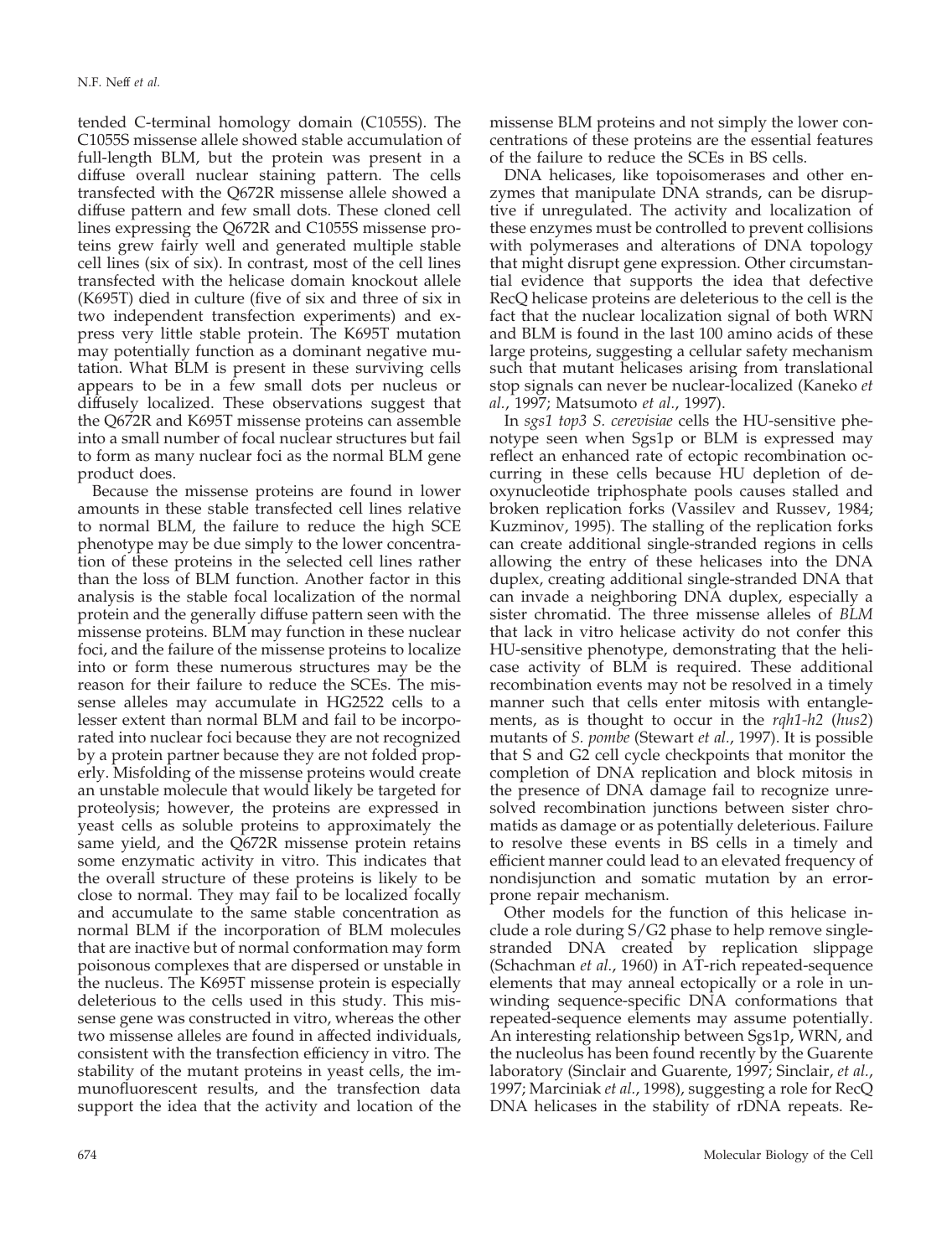tended C-terminal homology domain (C1055S). The C1055S missense allele showed stable accumulation of full-length BLM, but the protein was present in a diffuse overall nuclear staining pattern. The cells transfected with the Q672R missense allele showed a diffuse pattern and few small dots. These cloned cell lines expressing the Q672R and C1055S missense proteins grew fairly well and generated multiple stable cell lines (six of six). In contrast, most of the cell lines transfected with the helicase domain knockout allele (K695T) died in culture (five of six and three of six in two independent transfection experiments) and express very little stable protein. The K695T mutation may potentially function as a dominant negative mutation. What BLM is present in these surviving cells appears to be in a few small dots per nucleus or diffusely localized. These observations suggest that the Q672R and K695T missense proteins can assemble into a small number of focal nuclear structures but fail to form as many nuclear foci as the normal BLM gene product does.

Because the missense proteins are found in lower amounts in these stable transfected cell lines relative to normal BLM, the failure to reduce the high SCE phenotype may be due simply to the lower concentration of these proteins in the selected cell lines rather than the loss of BLM function. Another factor in this analysis is the stable focal localization of the normal protein and the generally diffuse pattern seen with the missense proteins. BLM may function in these nuclear foci, and the failure of the missense proteins to localize into or form these numerous structures may be the reason for their failure to reduce the SCEs. The missense alleles may accumulate in HG2522 cells to a lesser extent than normal BLM and fail to be incorporated into nuclear foci because they are not recognized by a protein partner because they are not folded properly. Misfolding of the missense proteins would create an unstable molecule that would likely be targeted for proteolysis; however, the proteins are expressed in yeast cells as soluble proteins to approximately the same yield, and the Q672R missense protein retains some enzymatic activity in vitro. This indicates that the overall structure of these proteins is likely to be close to normal. They may fail to be localized focally and accumulate to the same stable concentration as normal BLM if the incorporation of BLM molecules that are inactive but of normal conformation may form poisonous complexes that are dispersed or unstable in the nucleus. The K695T missense protein is especially deleterious to the cells used in this study. This missense gene was constructed in vitro, whereas the other two missense alleles are found in affected individuals, consistent with the transfection efficiency in vitro. The stability of the mutant proteins in yeast cells, the immunofluorescent results, and the transfection data support the idea that the activity and location of the missense BLM proteins and not simply the lower concentrations of these proteins are the essential features of the failure to reduce the SCEs in BS cells.

DNA helicases, like topoisomerases and other enzymes that manipulate DNA strands, can be disruptive if unregulated. The activity and localization of these enzymes must be controlled to prevent collisions with polymerases and alterations of DNA topology that might disrupt gene expression. Other circumstantial evidence that supports the idea that defective RecQ helicase proteins are deleterious to the cell is the fact that the nuclear localization signal of both WRN and BLM is found in the last 100 amino acids of these large proteins, suggesting a cellular safety mechanism such that mutant helicases arising from translational stop signals can never be nuclear-localized (Kaneko *et al.*, 1997; Matsumoto *et al.*, 1997).

In *sgs1 top3 S. cerevisiae* cells the HU-sensitive phenotype seen when Sgs1p or BLM is expressed may reflect an enhanced rate of ectopic recombination occurring in these cells because HU depletion of deoxynucleotide triphosphate pools causes stalled and broken replication forks (Vassilev and Russev, 1984; Kuzminov, 1995). The stalling of the replication forks can create additional single-stranded regions in cells allowing the entry of these helicases into the DNA duplex, creating additional single-stranded DNA that can invade a neighboring DNA duplex, especially a sister chromatid. The three missense alleles of *BLM* that lack in vitro helicase activity do not confer this HU-sensitive phenotype, demonstrating that the helicase activity of BLM is required. These additional recombination events may not be resolved in a timely manner such that cells enter mitosis with entanglements, as is thought to occur in the *rqh1-h2* (*hus2*) mutants of *S. pombe* (Stewart *et al.*, 1997). It is possible that S and G2 cell cycle checkpoints that monitor the completion of DNA replication and block mitosis in the presence of DNA damage fail to recognize unresolved recombination junctions between sister chromatids as damage or as potentially deleterious. Failure to resolve these events in BS cells in a timely and efficient manner could lead to an elevated frequency of nondisjunction and somatic mutation by an error-prone repair mechanism.

Other models for the function of this helicase include a role during S/G2 phase to help remove single-stranded DNA created by replication slippage (Schachman *et al.*, 1960) in AT-rich repeated-sequence elements that may anneal ectopically or a role in unwinding sequence-specific DNA conformations that repeated-sequence elements may assume potentially. An interesting relationship between Sgs1p, WRN, and the nucleolus has been found recently by the Guarente laboratory (Sinclair and Guarente, 1997; Sinclair, *et al.*, 1997; Marciniak *et al.*, 1998), suggesting a role for RecQ DNA helicases in the stability of rDNA repeats. Re-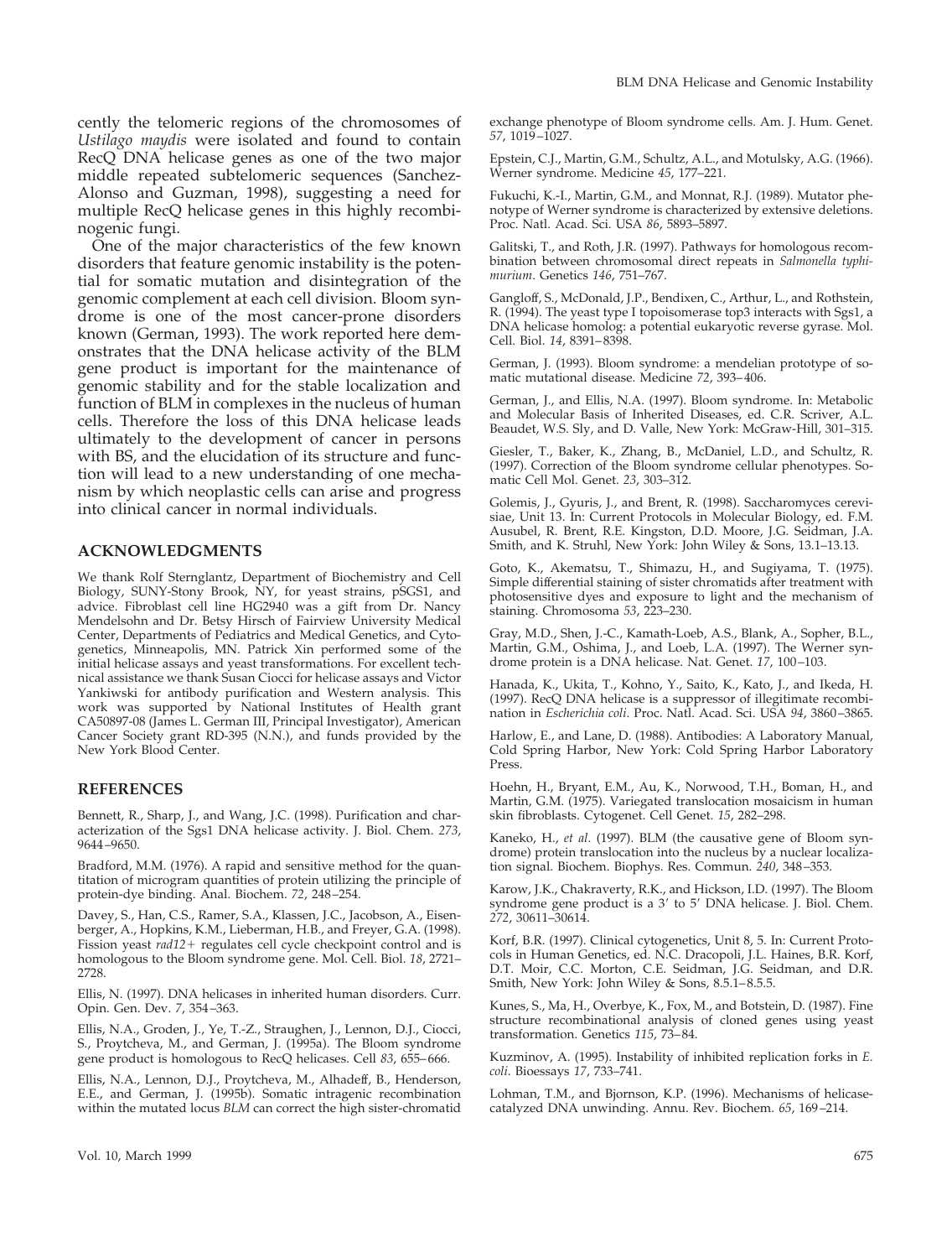cently the telomeric regions of the chromosomes of *Ustilago maydis* were isolated and found to contain RecQ DNA helicase genes as one of the two major middle repeated subtelomeric sequences (Sanchez-Alonso and Guzman, 1998), suggesting a need for multiple RecQ helicase genes in this highly recombinogenic fungi.

One of the major characteristics of the few known disorders that feature genomic instability is the potential for somatic mutation and disintegration of the genomic complement at each cell division. Bloom syndrome is one of the most cancer-prone disorders known (German, 1993). The work reported here demonstrates that the DNA helicase activity of the BLM gene product is important for the maintenance of genomic stability and for the stable localization and function of BLM in complexes in the nucleus of human cells. Therefore the loss of this DNA helicase leads ultimately to the development of cancer in persons with BS, and the elucidation of its structure and function will lead to a new understanding of one mechanism by which neoplastic cells can arise and progress into clinical cancer in normal individuals.

## ACKNOWLEDGMENTS

We thank Rolf Sternglantz, Department of Biochemistry and Cell Biology, SUNY-Stony Brook, NY, for yeast strains, pSGS1, and advice. Fibroblast cell line HG2940 was a gift from Dr. Nancy Mendelsohn and Dr. Betsy Hirsch of Fairview University Medical Center, Departments of Pediatrics and Medical Genetics, and Cytogenetics, Minneapolis, MN. Patrick Xin performed some of the initial helicase assays and yeast transformations. For excellent technical assistance we thank Susan Ciocci for helicase assays and Victor Yankiwski for antibody purification and Western analysis. This work was supported by National Institutes of Health grant CA50897-08 (James L. German III, Principal Investigator), American Cancer Society grant RD-395 (N.N.), and funds provided by the New York Blood Center.

## REFERENCES

Bennett, R., Sharp, J., and Wang, J.C. (1998). Purification and characterization of the Sgs1 DNA helicase activity. J. Biol. Chem. *273*, 9644–9650.

Bradford, M.M. (1976). A rapid and sensitive method for the quantitation of microgram quantities of protein utilizing the principle of protein-dye binding. Anal. Biochem. *72*, 248–254.

Davey, S., Han, C.S., Ramer, S.A., Klassen, J.C., Jacobson, A., Eisenberger, A., Hopkins, K.M., Lieberman, H.B., and Freyer, G.A. (1998). Fission yeast *rad12+* regulates cell cycle checkpoint control and is homologous to the Bloom syndrome gene. Mol. Cell. Biol. *18*, 2721–2728.

Ellis, N. (1997). DNA helicases in inherited human disorders. Curr. Opin. Gen. Dev. *7*, 354–363.

Ellis, N.A., Groden, J., Ye, T.-Z., Straughen, J., Lennon, D.J., Ciocci, S., Proytcheva, M., and German, J. (1995a). The Bloom syndrome gene product is homologous to RecQ helicases. Cell *83*, 655–666.

Ellis, N.A., Lennon, D.J., Proytcheva, M., Alhadeff, B., Henderson, E.E., and German, J. (1995b). Somatic intragenic recombination within the mutated locus *BLM* can correct the high sister-chromatid exchange phenotype of Bloom syndrome cells. Am. J. Hum. Genet. *57*, 1019–1027.

Epstein, C.J., Martin, G.M., Schultz, A.L., and Motulsky, A.G. (1966). Werner syndrome. Medicine *45*, 177–221.

Fukuchi, K.-I., Martin, G.M., and Monnat, R.J. (1989). Mutator phenotype of Werner syndrome is characterized by extensive deletions. Proc. Natl. Acad. Sci. USA *86*, 5893–5897.

Galitski, T., and Roth, J.R. (1997). Pathways for homologous recombination between chromosomal direct repeats in *Salmonella typhimurium*. Genetics *146*, 751–767.

Gangloff, S., McDonald, J.P., Bendixen, C., Arthur, L., and Rothstein, R. (1994). The yeast type I topoisomerase top3 interacts with Sgs1, a DNA helicase homolog: a potential eukaryotic reverse gyrase. Mol. Cell. Biol. *14*, 8391–8398.

German, J. (1993). Bloom syndrome: a mendelian prototype of somatic mutational disease. Medicine *72*, 393–406.

German, J., and Ellis, N.A. (1997). Bloom syndrome. In: Metabolic and Molecular Basis of Inherited Diseases, ed. C.R. Scriver, A.L. Beaudet, W.S. Sly, and D. Valle, New York: McGraw-Hill, 301–315.

Giesler, T., Baker, K., Zhang, B., McDaniel, L.D., and Schultz, R. (1997). Correction of the Bloom syndrome cellular phenotypes. Somatic Cell Mol. Genet. *23*, 303–312.

Golemis, J., Gyuris, J., and Brent, R. (1998). Saccharomyces cerevisiae, Unit 13. In: Current Protocols in Molecular Biology, ed. F.M. Ausubel, R. Brent, R.E. Kingston, D.D. Moore, J.G. Seidman, J.A. Smith, and K. Struhl, New York: John Wiley & Sons, 13.1–13.13.

Goto, K., Akematsu, T., Shimazu, H., and Sugiyama, T. (1975). Simple differential staining of sister chromatids after treatment with photosensitive dyes and exposure to light and the mechanism of staining. Chromosoma *53*, 223–230.

Gray, M.D., Shen, J.-C., Kamath-Loeb, A.S., Blank, A., Sopher, B.L., Martin, G.M., Oshima, J., and Loeb, L.A. (1997). The Werner syndrome protein is a DNA helicase. Nat. Genet. *17*, 100–103.

Hanada, K., Ukita, T., Kohno, Y., Saito, K., Kato, J., and Ikeda, H. (1997). RecQ DNA helicase is a suppressor of illegitimate recombination in *Escherichia coli*. Proc. Natl. Acad. Sci. USA *94*, 3860–3865.

Harlow, E., and Lane, D. (1988). Antibodies: A Laboratory Manual, Cold Spring Harbor, New York: Cold Spring Harbor Laboratory Press.

Hoehn, H., Bryant, E.M., Au, K., Norwood, T.H., Boman, H., and Martin, G.M. (1975). Variegated translocation mosaicism in human skin fibroblasts. Cytogenet. Cell Genet. *15*, 282–298.

Kaneko, H., *et al*. (1997). BLM (the causative gene of Bloom syndrome) protein translocation into the nucleus by a nuclear localization signal. Biochem. Biophys. Res. Commun. *240*, 348–353.

Karow, J.K., Chakraverty, R.K., and Hickson, I.D. (1997). The Bloom syndrome gene product is a 3′ to 5′ DNA helicase. J. Biol. Chem. *272*, 30611–30614.

Korf, B.R. (1997). Clinical cytogenetics, Unit 8, 5. In: Current Protocols in Human Genetics, ed. N.C. Dracopoli, J.L. Haines, B.R. Korf, D.T. Moir, C.C. Morton, C.E. Seidman, J.G. Seidman, and D.R. Smith, New York: John Wiley & Sons, 8.5.1–8.5.5.

Kunes, S., Ma, H., Overbye, K., Fox, M., and Botstein, D. (1987). Fine structure recombinational analysis of cloned genes using yeast transformation. Genetics *115*, 73–84.

Kuzminov, A. (1995). Instability of inhibited replication forks in *E. coli*. Bioessays *17*, 733–741.

Lohman, T.M., and Bjornson, K.P. (1996). Mechanisms of helicase-catalyzed DNA unwinding. Annu. Rev. Biochem. *65*, 169–214.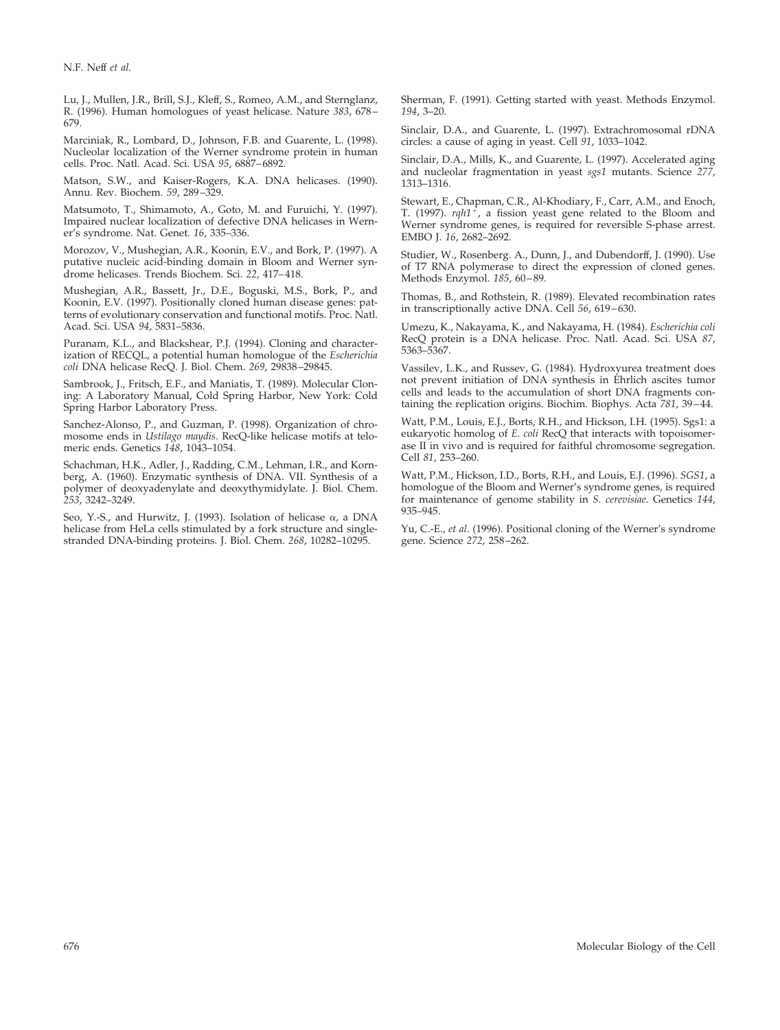Lu, J., Mullen, J.R., Brill, S.J., Kleff, S., Romeo, A.M., and Sternglanz, R. (1996). Human homologues of yeast helicase. Nature *383*, 678–679.

Marciniak, R., Lombard, D., Johnson, F.B. and Guarente, L. (1998). Nucleolar localization of the Werner syndrome protein in human cells. Proc. Natl. Acad. Sci. USA *95*, 6887–6892.

Matson, S.W., and Kaiser-Rogers, K.A. DNA helicases. (1990). Annu. Rev. Biochem. *59*, 289–329.

Matsumoto, T., Shimamoto, A., Goto, M. and Furuichi, Y. (1997). Impaired nuclear localization of defective DNA helicases in Werner's syndrome. Nat. Genet. *16*, 335–336.

Morozov, V., Mushegian, A.R., Koonin, E.V., and Bork, P. (1997). A putative nucleic acid-binding domain in Bloom and Werner syndrome helicases. Trends Biochem. Sci. *22*, 417–418.

Mushegian, A.R., Bassett, Jr., D.E., Boguski, M.S., Bork, P., and Koonin, E.V. (1997). Positionally cloned human disease genes: patterns of evolutionary conservation and functional motifs. Proc. Natl. Acad. Sci. USA *94*, 5831–5836.

Puranam, K.L., and Blackshear, P.J. (1994). Cloning and characterization of RECQL, a potential human homologue of the *Escherichia coli* DNA helicase RecQ. J. Biol. Chem. *269*, 29838–29845.

Sambrook, J., Fritsch, E.F., and Maniatis, T. (1989). Molecular Cloning: A Laboratory Manual, Cold Spring Harbor, New York: Cold Spring Harbor Laboratory Press.

Sanchez-Alonso, P., and Guzman, P. (1998). Organization of chromosome ends in *Ustilago maydis*. RecQ-like helicase motifs at telomeric ends. Genetics *148*, 1043–1054.

Schachman, H.K., Adler, J., Radding, C.M., Lehman, I.R., and Kornberg, A. (1960). Enzymatic synthesis of DNA. VII. Synthesis of a polymer of deoxyadenylate and deoxythymidylate. J. Biol. Chem. *253*, 3242–3249.

Seo, Y.-S., and Hurwitz, J. (1993). Isolation of helicase $\alpha$, a DNA helicase from HeLa cells stimulated by a fork structure and single-stranded DNA-binding proteins. J. Biol. Chem. *268*, 10282–10295.

Sherman, F. (1991). Getting started with yeast. Methods Enzymol. *194*, 3–20.

Sinclair, D.A., and Guarente, L. (1997). Extrachromosomal rDNA circles: a cause of aging in yeast. Cell *91*, 1033–1042.

Sinclair, D.A., Mills, K., and Guarente, L. (1997). Accelerated aging and nucleolar fragmentation in yeast *sgs1* mutants. Science *277*, 1313–1316.

Stewart, E., Chapman, C.R., Al-Khodiary, F., Carr, A.M., and Enoch, T. (1997). *rqh1*$^+$, a fission yeast gene related to the Bloom and Werner syndrome genes, is required for reversible S-phase arrest. EMBO J. *16*, 2682–2692.

Studier, W., Rosenberg. A., Dunn, J., and Dubendorff, J. (1990). Use of T7 RNA polymerase to direct the expression of cloned genes. Methods Enzymol. *185*, 60–89.

Thomas, B., and Rothstein, R. (1989). Elevated recombination rates in transcriptionally active DNA. Cell *56*, 619–630.

Umezu, K., Nakayama, K., and Nakayama, H. (1984). *Escherichia coli* RecQ protein is a DNA helicase. Proc. Natl. Acad. Sci. USA *87*, 5363–5367.

Vassilev, L.K., and Russev, G. (1984). Hydroxyurea treatment does not prevent initiation of DNA synthesis in Ehrlich ascites tumor cells and leads to the accumulation of short DNA fragments containing the replication origins. Biochim. Biophys. Acta *781*, 39–44.

Watt, P.M., Louis, E.J., Borts, R.H., and Hickson, I.H. (1995). Sgs1: a eukaryotic homolog of *E. coli* RecQ that interacts with topoisomerase II in vivo and is required for faithful chromosome segregation. Cell *81*, 253–260.

Watt, P.M., Hickson, I.D., Borts, R.H., and Louis, E.J. (1996). *SGS1*, a homologue of the Bloom and Werner's syndrome genes, is required for maintenance of genome stability in *S. cerevisiae*. Genetics *144*, 935–945.

Yu, C.-E., *et al*. (1996). Positional cloning of the Werner's syndrome gene. Science *272*, 258–262.